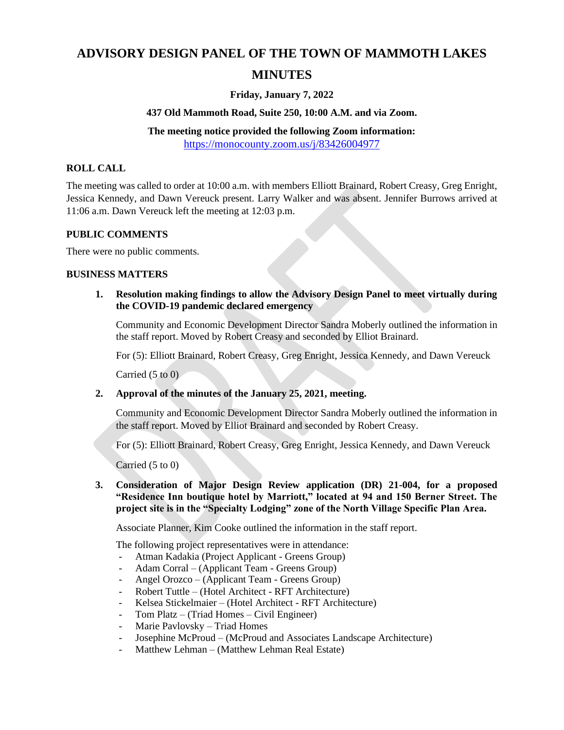# ADVISORY DESIGN PANEL OF THE TOWN OF MAMMOTH LAKES

# MINUTES

**Friday, January 7, 2022**

**437 Old Mammoth Road, Suite 250, 10:00 A.M. and via Zoom.**

**The meeting notice provided the following Zoom information:**
https://monocounty.zoom.us/j/83426004977

## ROLL CALL

The meeting was called to order at 10:00 a.m. with members Elliott Brainard, Robert Creasy, Greg Enright, Jessica Kennedy, and Dawn Vereuck present. Larry Walker and was absent. Jennifer Burrows arrived at 11:06 a.m. Dawn Vereuck left the meeting at 12:03 p.m.

## PUBLIC COMMENTS

There were no public comments.

## BUSINESS MATTERS

1. **Resolution making findings to allow the Advisory Design Panel to meet virtually during the COVID-19 pandemic declared emergency**

   Community and Economic Development Director Sandra Moberly outlined the information in the staff report. Moved by Robert Creasy and seconded by Elliot Brainard.

   For (5): Elliott Brainard, Robert Creasy, Greg Enright, Jessica Kennedy, and Dawn Vereuck

   Carried (5 to 0)

2. **Approval of the minutes of the January 25, 2021, meeting.**

   Community and Economic Development Director Sandra Moberly outlined the information in the staff report. Moved by Elliot Brainard and seconded by Robert Creasy.

   For (5): Elliott Brainard, Robert Creasy, Greg Enright, Jessica Kennedy, and Dawn Vereuck

   Carried (5 to 0)

3. **Consideration of Major Design Review application (DR) 21-004, for a proposed "Residence Inn boutique hotel by Marriott," located at 94 and 150 Berner Street. The project site is in the "Specialty Lodging" zone of the North Village Specific Plan Area.**

   Associate Planner, Kim Cooke outlined the information in the staff report.

   The following project representatives were in attendance:
   - Atman Kadakia (Project Applicant - Greens Group)
   - Adam Corral – (Applicant Team - Greens Group)
   - Angel Orozco – (Applicant Team - Greens Group)
   - Robert Tuttle – (Hotel Architect - RFT Architecture)
   - Kelsea Stickelmaier – (Hotel Architect - RFT Architecture)
   - Tom Platz – (Triad Homes – Civil Engineer)
   - Marie Pavlovsky – Triad Homes
   - Josephine McProud – (McProud and Associates Landscape Architecture)
   - Matthew Lehman – (Matthew Lehman Real Estate)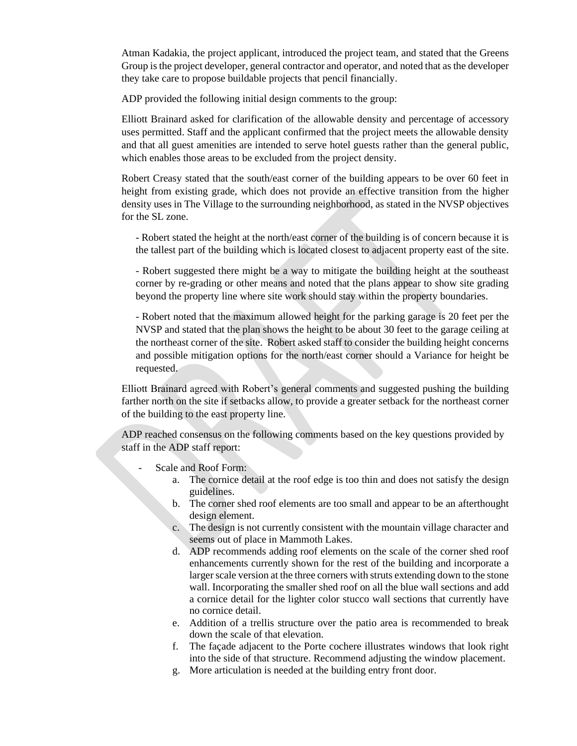Atman Kadakia, the project applicant, introduced the project team, and stated that the Greens Group is the project developer, general contractor and operator, and noted that as the developer they take care to propose buildable projects that pencil financially.

ADP provided the following initial design comments to the group:

Elliott Brainard asked for clarification of the allowable density and percentage of accessory uses permitted. Staff and the applicant confirmed that the project meets the allowable density and that all guest amenities are intended to serve hotel guests rather than the general public, which enables those areas to be excluded from the project density.

Robert Creasy stated that the south/east corner of the building appears to be over 60 feet in height from existing grade, which does not provide an effective transition from the higher density uses in The Village to the surrounding neighborhood, as stated in the NVSP objectives for the SL zone.

- Robert stated the height at the north/east corner of the building is of concern because it is the tallest part of the building which is located closest to adjacent property east of the site.

- Robert suggested there might be a way to mitigate the building height at the southeast corner by re-grading or other means and noted that the plans appear to show site grading beyond the property line where site work should stay within the property boundaries.

- Robert noted that the maximum allowed height for the parking garage is 20 feet per the NVSP and stated that the plan shows the height to be about 30 feet to the garage ceiling at the northeast corner of the site. Robert asked staff to consider the building height concerns and possible mitigation options for the north/east corner should a Variance for height be requested.

Elliott Brainard agreed with Robert's general comments and suggested pushing the building farther north on the site if setbacks allow, to provide a greater setback for the northeast corner of the building to the east property line.

ADP reached consensus on the following comments based on the key questions provided by staff in the ADP staff report:

- Scale and Roof Form:
    a. The cornice detail at the roof edge is too thin and does not satisfy the design guidelines.
    b. The corner shed roof elements are too small and appear to be an afterthought design element.
    c. The design is not currently consistent with the mountain village character and seems out of place in Mammoth Lakes.
    d. ADP recommends adding roof elements on the scale of the corner shed roof enhancements currently shown for the rest of the building and incorporate a larger scale version at the three corners with struts extending down to the stone wall. Incorporating the smaller shed roof on all the blue wall sections and add a cornice detail for the lighter color stucco wall sections that currently have no cornice detail.
    e. Addition of a trellis structure over the patio area is recommended to break down the scale of that elevation.
    f. The façade adjacent to the Porte cochere illustrates windows that look right into the side of that structure. Recommend adjusting the window placement.
    g. More articulation is needed at the building entry front door.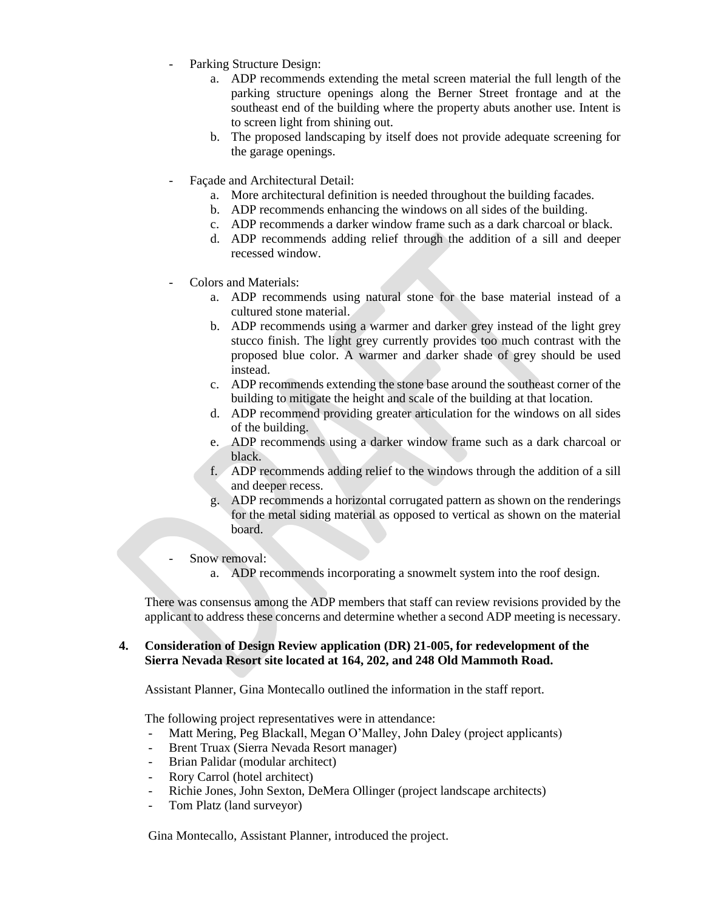- Parking Structure Design:
    a. ADP recommends extending the metal screen material the full length of the parking structure openings along the Berner Street frontage and at the southeast end of the building where the property abuts another use. Intent is to screen light from shining out.
    b. The proposed landscaping by itself does not provide adequate screening for the garage openings.

- Façade and Architectural Detail:
    a. More architectural definition is needed throughout the building facades.
    b. ADP recommends enhancing the windows on all sides of the building.
    c. ADP recommends a darker window frame such as a dark charcoal or black.
    d. ADP recommends adding relief through the addition of a sill and deeper recessed window.

- Colors and Materials:
    a. ADP recommends using natural stone for the base material instead of a cultured stone material.
    b. ADP recommends using a warmer and darker grey instead of the light grey stucco finish. The light grey currently provides too much contrast with the proposed blue color. A warmer and darker shade of grey should be used instead.
    c. ADP recommends extending the stone base around the southeast corner of the building to mitigate the height and scale of the building at that location.
    d. ADP recommend providing greater articulation for the windows on all sides of the building.
    e. ADP recommends using a darker window frame such as a dark charcoal or black.
    f. ADP recommends adding relief to the windows through the addition of a sill and deeper recess.
    g. ADP recommends a horizontal corrugated pattern as shown on the renderings for the metal siding material as opposed to vertical as shown on the material board.

- Snow removal:
    a. ADP recommends incorporating a snowmelt system into the roof design.

There was consensus among the ADP members that staff can review revisions provided by the applicant to address these concerns and determine whether a second ADP meeting is necessary.

**4. Consideration of Design Review application (DR) 21-005, for redevelopment of the Sierra Nevada Resort site located at 164, 202, and 248 Old Mammoth Road.**

Assistant Planner, Gina Montecallo outlined the information in the staff report.

The following project representatives were in attendance:

- Matt Mering, Peg Blackall, Megan O'Malley, John Daley (project applicants)
- Brent Truax (Sierra Nevada Resort manager)
- Brian Palidar (modular architect)
- Rory Carrol (hotel architect)
- Richie Jones, John Sexton, DeMera Ollinger (project landscape architects)
- Tom Platz (land surveyor)

Gina Montecallo, Assistant Planner, introduced the project.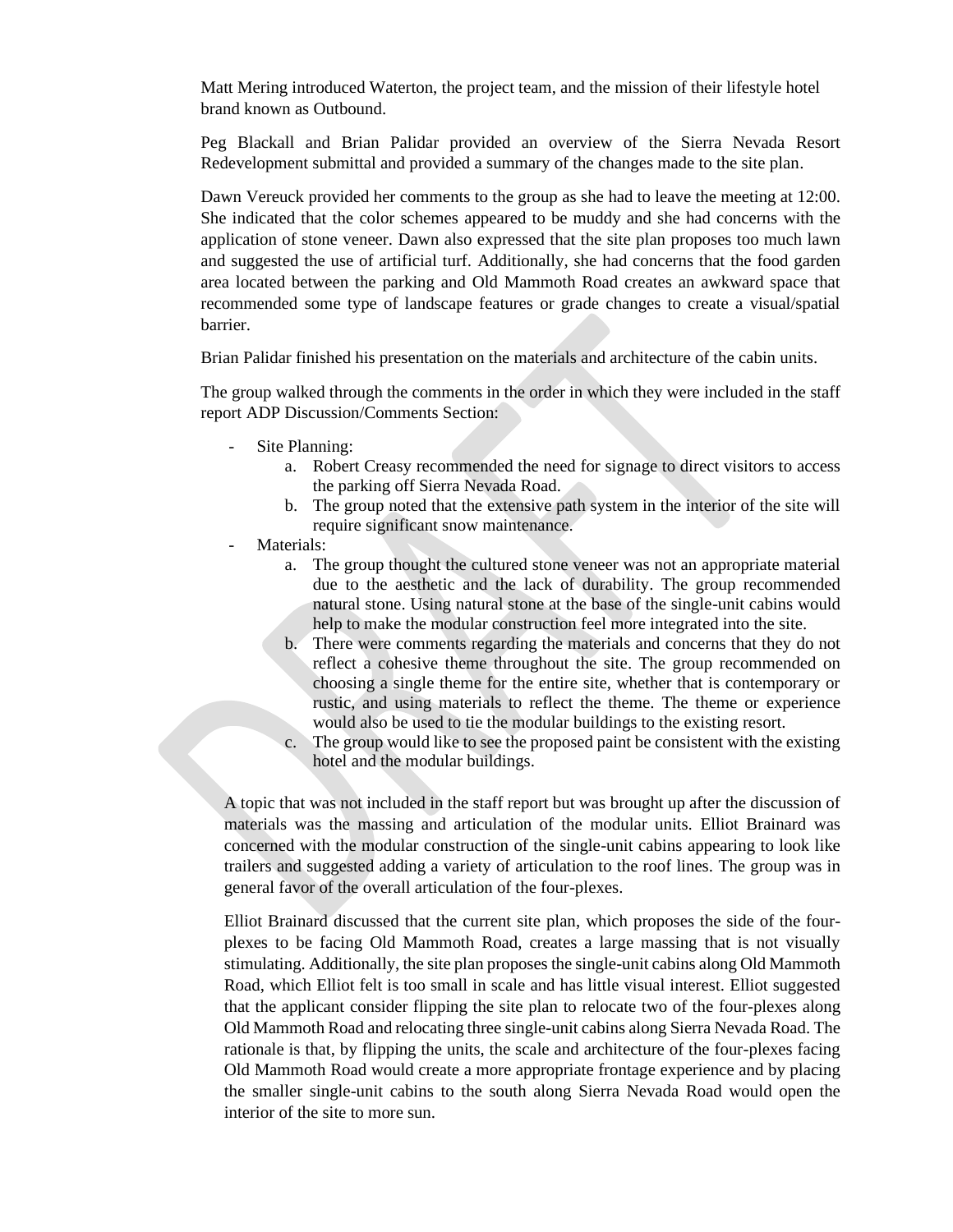Matt Mering introduced Waterton, the project team, and the mission of their lifestyle hotel brand known as Outbound.

Peg Blackall and Brian Palidar provided an overview of the Sierra Nevada Resort Redevelopment submittal and provided a summary of the changes made to the site plan.

Dawn Vereuck provided her comments to the group as she had to leave the meeting at 12:00. She indicated that the color schemes appeared to be muddy and she had concerns with the application of stone veneer. Dawn also expressed that the site plan proposes too much lawn and suggested the use of artificial turf. Additionally, she had concerns that the food garden area located between the parking and Old Mammoth Road creates an awkward space that recommended some type of landscape features or grade changes to create a visual/spatial barrier.

Brian Palidar finished his presentation on the materials and architecture of the cabin units.

The group walked through the comments in the order in which they were included in the staff report ADP Discussion/Comments Section:

- Site Planning:
    a. Robert Creasy recommended the need for signage to direct visitors to access the parking off Sierra Nevada Road.
    b. The group noted that the extensive path system in the interior of the site will require significant snow maintenance.
- Materials:
    a. The group thought the cultured stone veneer was not an appropriate material due to the aesthetic and the lack of durability. The group recommended natural stone. Using natural stone at the base of the single-unit cabins would help to make the modular construction feel more integrated into the site.
    b. There were comments regarding the materials and concerns that they do not reflect a cohesive theme throughout the site. The group recommended on choosing a single theme for the entire site, whether that is contemporary or rustic, and using materials to reflect the theme. The theme or experience would also be used to tie the modular buildings to the existing resort.
    c. The group would like to see the proposed paint be consistent with the existing hotel and the modular buildings.

A topic that was not included in the staff report but was brought up after the discussion of materials was the massing and articulation of the modular units. Elliot Brainard was concerned with the modular construction of the single-unit cabins appearing to look like trailers and suggested adding a variety of articulation to the roof lines. The group was in general favor of the overall articulation of the four-plexes.

Elliot Brainard discussed that the current site plan, which proposes the side of the four-plexes to be facing Old Mammoth Road, creates a large massing that is not visually stimulating. Additionally, the site plan proposes the single-unit cabins along Old Mammoth Road, which Elliot felt is too small in scale and has little visual interest. Elliot suggested that the applicant consider flipping the site plan to relocate two of the four-plexes along Old Mammoth Road and relocating three single-unit cabins along Sierra Nevada Road. The rationale is that, by flipping the units, the scale and architecture of the four-plexes facing Old Mammoth Road would create a more appropriate frontage experience and by placing the smaller single-unit cabins to the south along Sierra Nevada Road would open the interior of the site to more sun.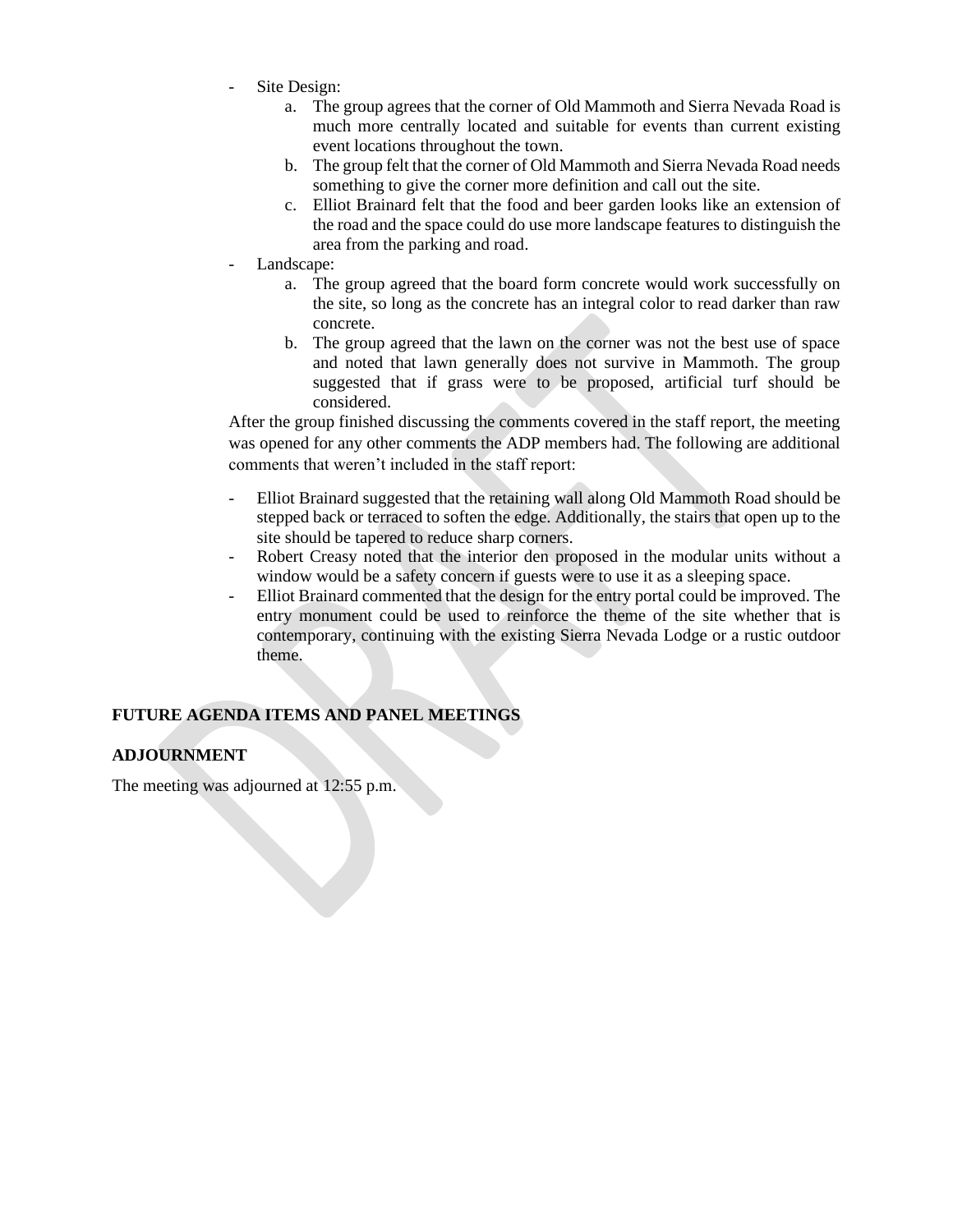- Site Design:
    a. The group agrees that the corner of Old Mammoth and Sierra Nevada Road is much more centrally located and suitable for events than current existing event locations throughout the town.
    b. The group felt that the corner of Old Mammoth and Sierra Nevada Road needs something to give the corner more definition and call out the site.
    c. Elliot Brainard felt that the food and beer garden looks like an extension of the road and the space could do use more landscape features to distinguish the area from the parking and road.
- Landscape:
    a. The group agreed that the board form concrete would work successfully on the site, so long as the concrete has an integral color to read darker than raw concrete.
    b. The group agreed that the lawn on the corner was not the best use of space and noted that lawn generally does not survive in Mammoth. The group suggested that if grass were to be proposed, artificial turf should be considered.

After the group finished discussing the comments covered in the staff report, the meeting was opened for any other comments the ADP members had. The following are additional comments that weren't included in the staff report:

- Elliot Brainard suggested that the retaining wall along Old Mammoth Road should be stepped back or terraced to soften the edge. Additionally, the stairs that open up to the site should be tapered to reduce sharp corners.
- Robert Creasy noted that the interior den proposed in the modular units without a window would be a safety concern if guests were to use it as a sleeping space.
- Elliot Brainard commented that the design for the entry portal could be improved. The entry monument could be used to reinforce the theme of the site whether that is contemporary, continuing with the existing Sierra Nevada Lodge or a rustic outdoor theme.

**FUTURE AGENDA ITEMS AND PANEL MEETINGS**

**ADJOURNMENT**

The meeting was adjourned at 12:55 p.m.